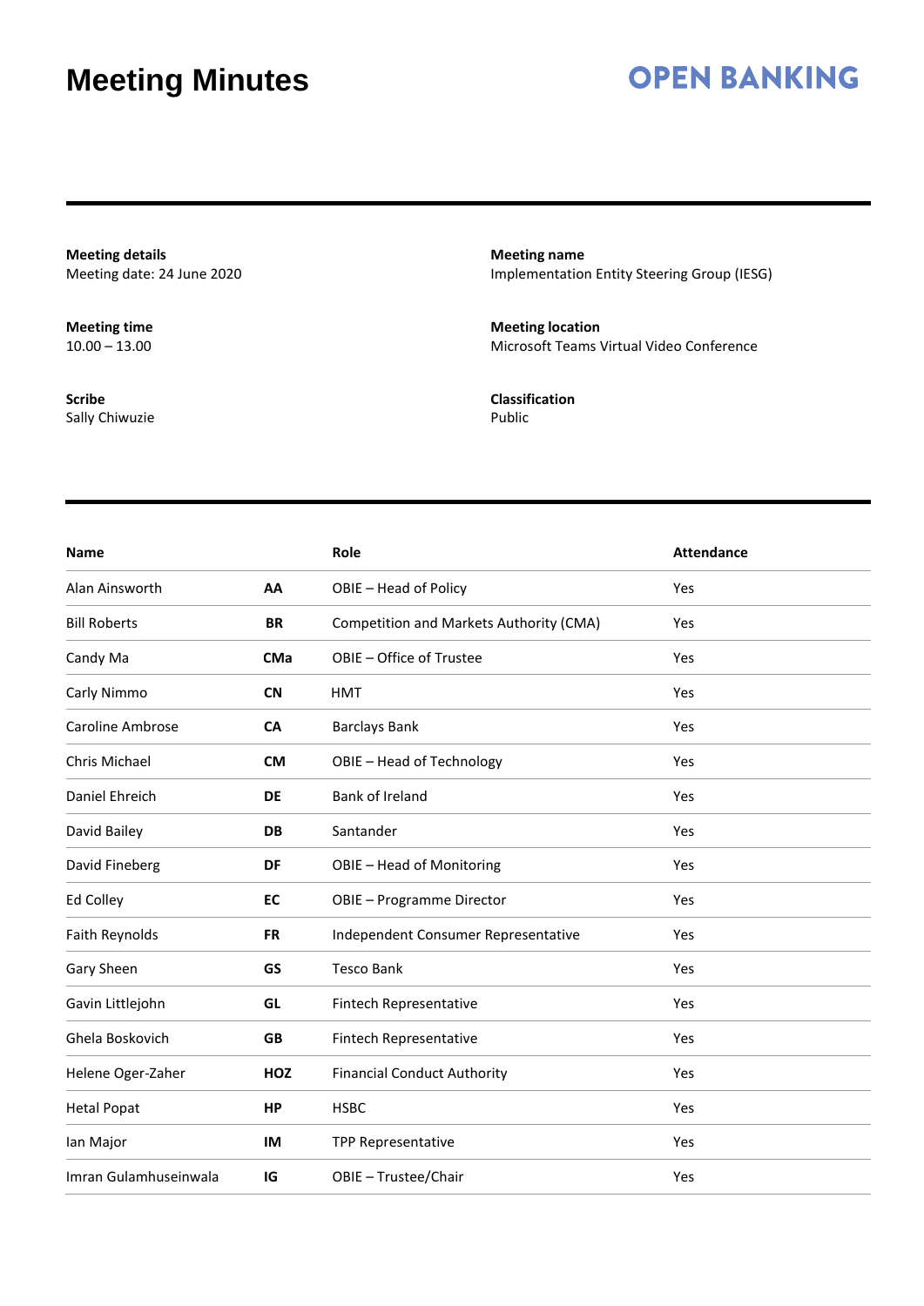# Meeting Minutes

**OPEN BANKING**

**Meeting details**
Meeting date: 24 June 2020

**Meeting name**
Implementation Entity Steering Group (IESG)

**Meeting time**
10.00 – 13.00

**Meeting location**
Microsoft Teams Virtual Video Conference

**Scribe**
Sally Chiwuzie

**Classification**
Public

| Name | | Role | Attendance |
|---|---|---|---|
| Alan Ainsworth | **AA** | OBIE – Head of Policy | Yes |
| Bill Roberts | **BR** | Competition and Markets Authority (CMA) | Yes |
| Candy Ma | **CMa** | OBIE – Office of Trustee | Yes |
| Carly Nimmo | **CN** | HMT | Yes |
| Caroline Ambrose | **CA** | Barclays Bank | Yes |
| Chris Michael | **CM** | OBIE – Head of Technology | Yes |
| Daniel Ehreich | **DE** | Bank of Ireland | Yes |
| David Bailey | **DB** | Santander | Yes |
| David Fineberg | **DF** | OBIE – Head of Monitoring | Yes |
| Ed Colley | **EC** | OBIE – Programme Director | Yes |
| Faith Reynolds | **FR** | Independent Consumer Representative | Yes |
| Gary Sheen | **GS** | Tesco Bank | Yes |
| Gavin Littlejohn | **GL** | Fintech Representative | Yes |
| Ghela Boskovich | **GB** | Fintech Representative | Yes |
| Helene Oger-Zaher | **HOZ** | Financial Conduct Authority | Yes |
| Hetal Popat | **HP** | HSBC | Yes |
| Ian Major | **IM** | TPP Representative | Yes |
| Imran Gulamhuseinwala | **IG** | OBIE – Trustee/Chair | Yes |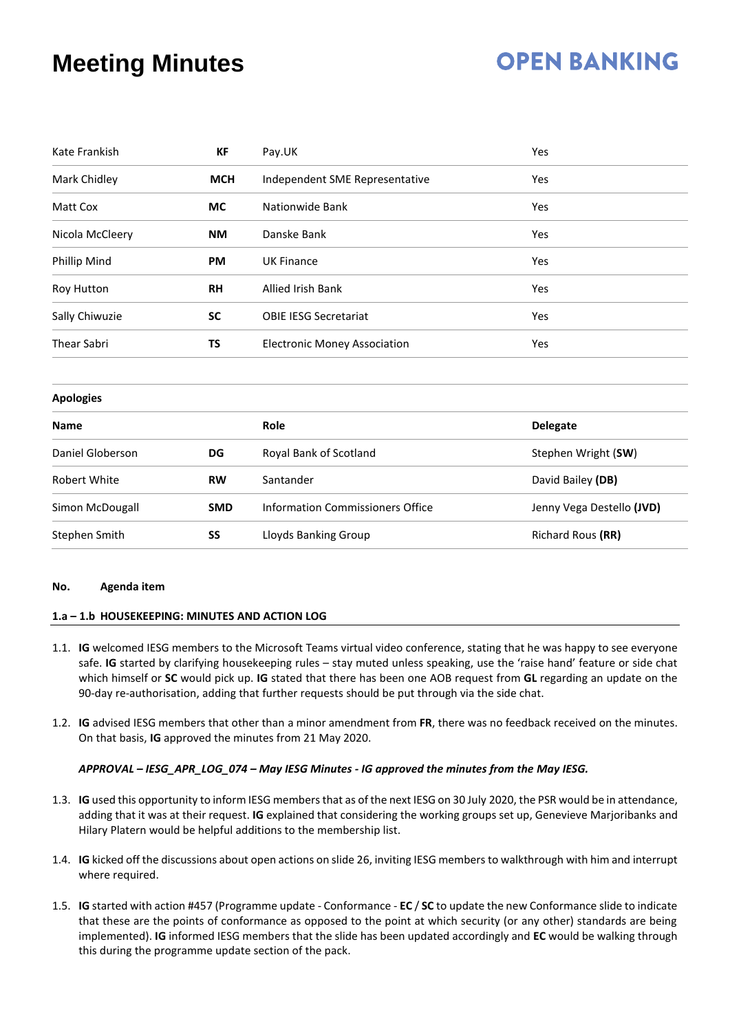| | | | |
|---|---|---|---|
| Kate Frankish | **KF** | Pay.UK | Yes |
| Mark Chidley | **MCH** | Independent SME Representative | Yes |
| Matt Cox | **MC** | Nationwide Bank | Yes |
| Nicola McCleery | **NM** | Danske Bank | Yes |
| Phillip Mind | **PM** | UK Finance | Yes |
| Roy Hutton | **RH** | Allied Irish Bank | Yes |
| Sally Chiwuzie | **SC** | OBIE IESG Secretariat | Yes |
| Thear Sabri | **TS** | Electronic Money Association | Yes |

**Apologies**

| **Name** | | **Role** | **Delegate** |
|---|---|---|---|
| Daniel Globerson | **DG** | Royal Bank of Scotland | Stephen Wright (**SW**) |
| Robert White | **RW** | Santander | David Bailey **(DB)** |
| Simon McDougall | **SMD** | Information Commissioners Office | Jenny Vega Destello **(JVD)** |
| Stephen Smith | **SS** | Lloyds Banking Group | Richard Rous **(RR)** |

**No. Agenda item**

**1.a – 1.b HOUSEKEEPING: MINUTES AND ACTION LOG**

1.1. **IG** welcomed IESG members to the Microsoft Teams virtual video conference, stating that he was happy to see everyone safe. **IG** started by clarifying housekeeping rules – stay muted unless speaking, use the 'raise hand' feature or side chat which himself or **SC** would pick up. **IG** stated that there has been one AOB request from **GL** regarding an update on the 90-day re-authorisation, adding that further requests should be put through via the side chat.

1.2. **IG** advised IESG members that other than a minor amendment from **FR**, there was no feedback received on the minutes. On that basis, **IG** approved the minutes from 21 May 2020.

***APPROVAL – IESG_APR_LOG_074 – May IESG Minutes - IG approved the minutes from the May IESG.***

1.3. **IG** used this opportunity to inform IESG members that as of the next IESG on 30 July 2020, the PSR would be in attendance, adding that it was at their request. **IG** explained that considering the working groups set up, Genevieve Marjoribanks and Hilary Platern would be helpful additions to the membership list.

1.4. **IG** kicked off the discussions about open actions on slide 26, inviting IESG members to walkthrough with him and interrupt where required.

1.5. **IG** started with action #457 (Programme update - Conformance - **EC** / **SC** to update the new Conformance slide to indicate that these are the points of conformance as opposed to the point at which security (or any other) standards are being implemented). **IG** informed IESG members that the slide has been updated accordingly and **EC** would be walking through this during the programme update section of the pack.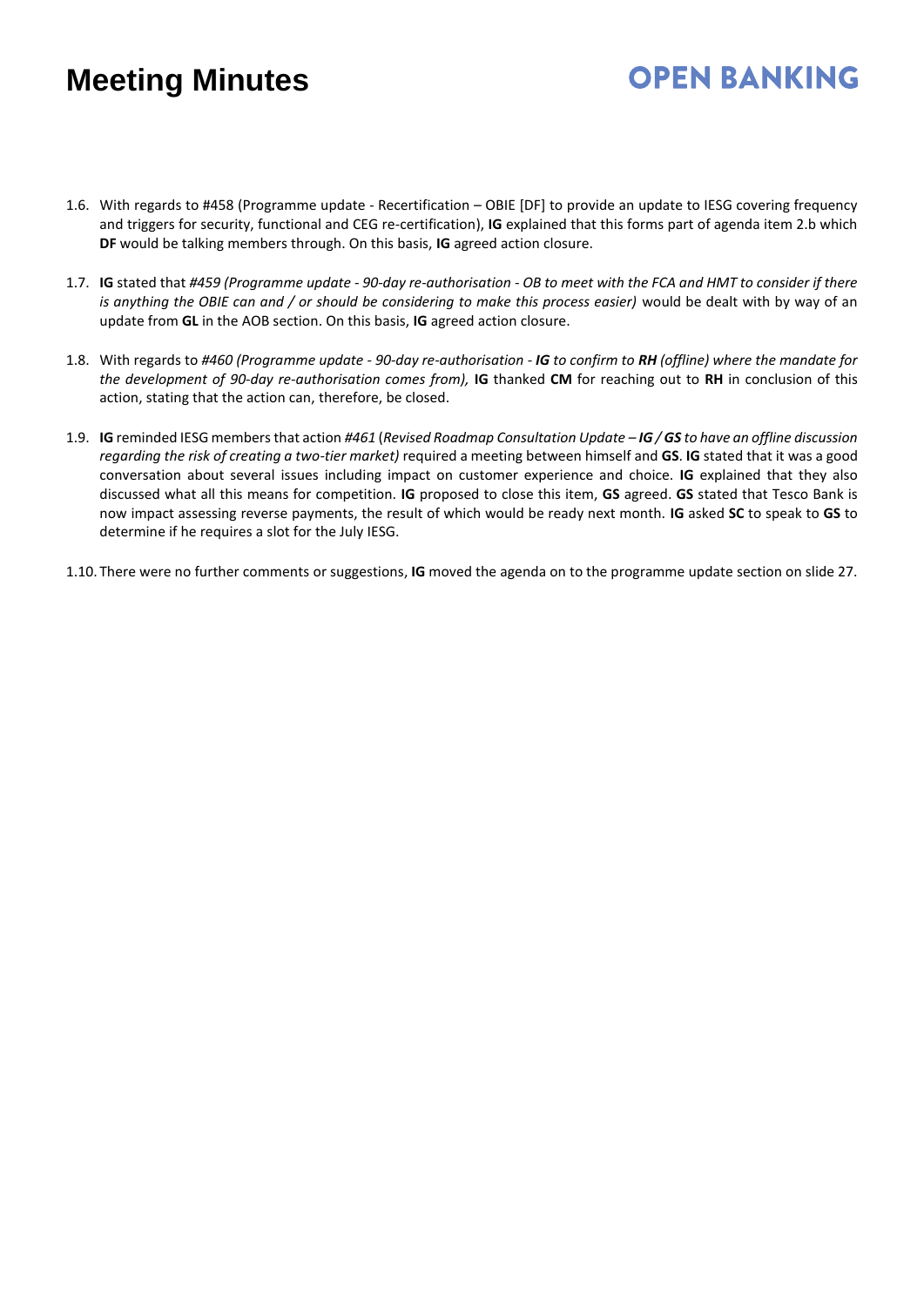1.6. With regards to #458 (Programme update - Recertification – OBIE [DF] to provide an update to IESG covering frequency and triggers for security, functional and CEG re-certification), **IG** explained that this forms part of agenda item 2.b which **DF** would be talking members through. On this basis, **IG** agreed action closure.

1.7. **IG** stated that *#459 (Programme update - 90-day re-authorisation - OB to meet with the FCA and HMT to consider if there is anything the OBIE can and / or should be considering to make this process easier)* would be dealt with by way of an update from **GL** in the AOB section. On this basis, **IG** agreed action closure.

1.8. With regards to *#460 (Programme update - 90-day re-authorisation - **IG** to confirm to **RH** (offline) where the mandate for the development of 90-day re-authorisation comes from),* **IG** thanked **CM** for reaching out to **RH** in conclusion of this action, stating that the action can, therefore, be closed.

1.9. **IG** reminded IESG members that action *#461* (*Revised Roadmap Consultation Update – **IG / GS** to have an offline discussion regarding the risk of creating a two-tier market)* required a meeting between himself and **GS**. **IG** stated that it was a good conversation about several issues including impact on customer experience and choice. **IG** explained that they also discussed what all this means for competition. **IG** proposed to close this item, **GS** agreed. **GS** stated that Tesco Bank is now impact assessing reverse payments, the result of which would be ready next month. **IG** asked **SC** to speak to **GS** to determine if he requires a slot for the July IESG.

1.10. There were no further comments or suggestions, **IG** moved the agenda on to the programme update section on slide 27.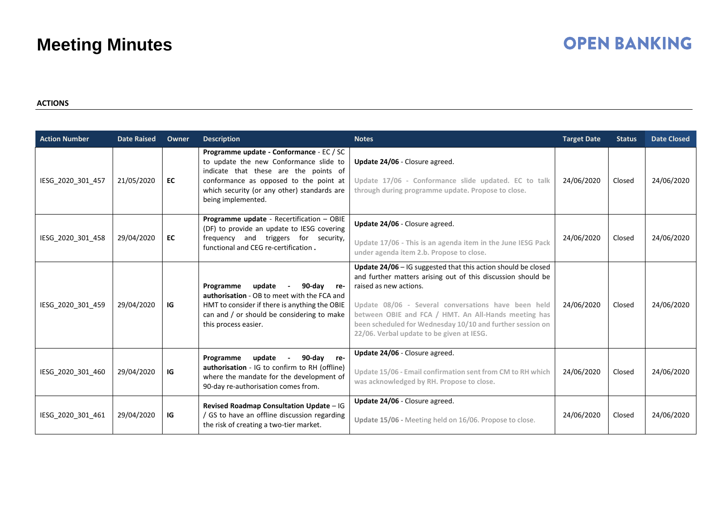# Meeting Minutes

**ACTIONS**

| Action Number | Date Raised | Owner | Description | Notes | Target Date | Status | Date Closed |
|---|---|---|---|---|---|---|---|
| IESG_2020_301_457 | 21/05/2020 | **EC** | **Programme update - Conformance** - EC / SC to update the new Conformance slide to indicate that these are the points of conformance as opposed to the point at which security (or any other) standards are being implemented. | **Update 24/06** - Closure agreed.<br><br>Update 17/06 - Conformance slide updated. EC to talk through during programme update. Propose to close. | 24/06/2020 | Closed | 24/06/2020 |
| IESG_2020_301_458 | 29/04/2020 | **EC** | **Programme update** - Recertification – OBIE (DF) to provide an update to IESG covering frequency and triggers for security, functional and CEG re-certification **.** | **Update 24/06** - Closure agreed.<br><br>Update 17/06 - This is an agenda item in the June IESG Pack under agenda item 2.b. Propose to close. | 24/06/2020 | Closed | 24/06/2020 |
| IESG_2020_301_459 | 29/04/2020 | **IG** | **Programme update - 90-day re-authorisation** - OB to meet with the FCA and HMT to consider if there is anything the OBIE can and / or should be considering to make this process easier. | **Update 24/06** – IG suggested that this action should be closed and further matters arising out of this discussion should be raised as new actions.<br><br>Update 08/06 - Several conversations have been held between OBIE and FCA / HMT. An All-Hands meeting has been scheduled for Wednesday 10/10 and further session on 22/06. Verbal update to be given at IESG. | 24/06/2020 | Closed | 24/06/2020 |
| IESG_2020_301_460 | 29/04/2020 | **IG** | **Programme update - 90-day re-authorisation** - IG to confirm to RH (offline) where the mandate for the development of 90-day re-authorisation comes from. | **Update 24/06** - Closure agreed.<br><br>Update 15/06 - Email confirmation sent from CM to RH which was acknowledged by RH. Propose to close. | 24/06/2020 | Closed | 24/06/2020 |
| IESG_2020_301_461 | 29/04/2020 | **IG** | **Revised Roadmap Consultation Update** – IG / GS to have an offline discussion regarding the risk of creating a two-tier market. | **Update 24/06** - Closure agreed.<br><br>**Update 15/06 -** Meeting held on 16/06. Propose to close. | 24/06/2020 | Closed | 24/06/2020 |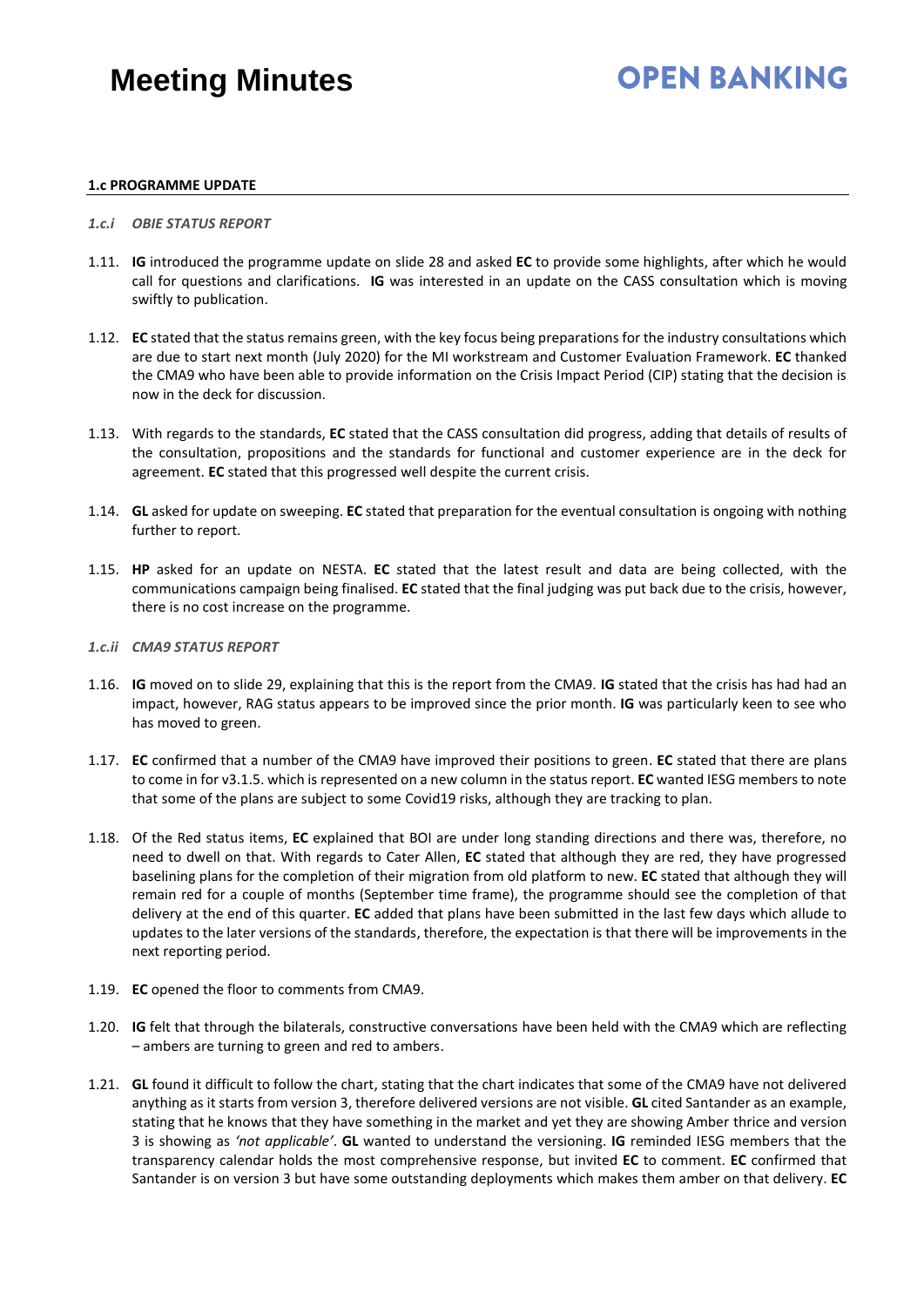#### 1.c PROGRAMME UPDATE

*1.c.i OBIE STATUS REPORT*

1.11. **IG** introduced the programme update on slide 28 and asked **EC** to provide some highlights, after which he would call for questions and clarifications. **IG** was interested in an update on the CASS consultation which is moving swiftly to publication.

1.12. **EC** stated that the status remains green, with the key focus being preparations for the industry consultations which are due to start next month (July 2020) for the MI workstream and Customer Evaluation Framework. **EC** thanked the CMA9 who have been able to provide information on the Crisis Impact Period (CIP) stating that the decision is now in the deck for discussion.

1.13. With regards to the standards, **EC** stated that the CASS consultation did progress, adding that details of results of the consultation, propositions and the standards for functional and customer experience are in the deck for agreement. **EC** stated that this progressed well despite the current crisis.

1.14. **GL** asked for update on sweeping. **EC** stated that preparation for the eventual consultation is ongoing with nothing further to report.

1.15. **HP** asked for an update on NESTA. **EC** stated that the latest result and data are being collected, with the communications campaign being finalised. **EC** stated that the final judging was put back due to the crisis, however, there is no cost increase on the programme.

*1.c.ii CMA9 STATUS REPORT*

1.16. **IG** moved on to slide 29, explaining that this is the report from the CMA9. **IG** stated that the crisis has had had an impact, however, RAG status appears to be improved since the prior month. **IG** was particularly keen to see who has moved to green.

1.17. **EC** confirmed that a number of the CMA9 have improved their positions to green. **EC** stated that there are plans to come in for v3.1.5. which is represented on a new column in the status report. **EC** wanted IESG members to note that some of the plans are subject to some Covid19 risks, although they are tracking to plan.

1.18. Of the Red status items, **EC** explained that BOI are under long standing directions and there was, therefore, no need to dwell on that. With regards to Cater Allen, **EC** stated that although they are red, they have progressed baselining plans for the completion of their migration from old platform to new. **EC** stated that although they will remain red for a couple of months (September time frame), the programme should see the completion of that delivery at the end of this quarter. **EC** added that plans have been submitted in the last few days which allude to updates to the later versions of the standards, therefore, the expectation is that there will be improvements in the next reporting period.

1.19. **EC** opened the floor to comments from CMA9.

1.20. **IG** felt that through the bilaterals, constructive conversations have been held with the CMA9 which are reflecting – ambers are turning to green and red to ambers.

1.21. **GL** found it difficult to follow the chart, stating that the chart indicates that some of the CMA9 have not delivered anything as it starts from version 3, therefore delivered versions are not visible. **GL** cited Santander as an example, stating that he knows that they have something in the market and yet they are showing Amber thrice and version 3 is showing as *'not applicable'*. **GL** wanted to understand the versioning. **IG** reminded IESG members that the transparency calendar holds the most comprehensive response, but invited **EC** to comment. **EC** confirmed that Santander is on version 3 but have some outstanding deployments which makes them amber on that delivery. **EC**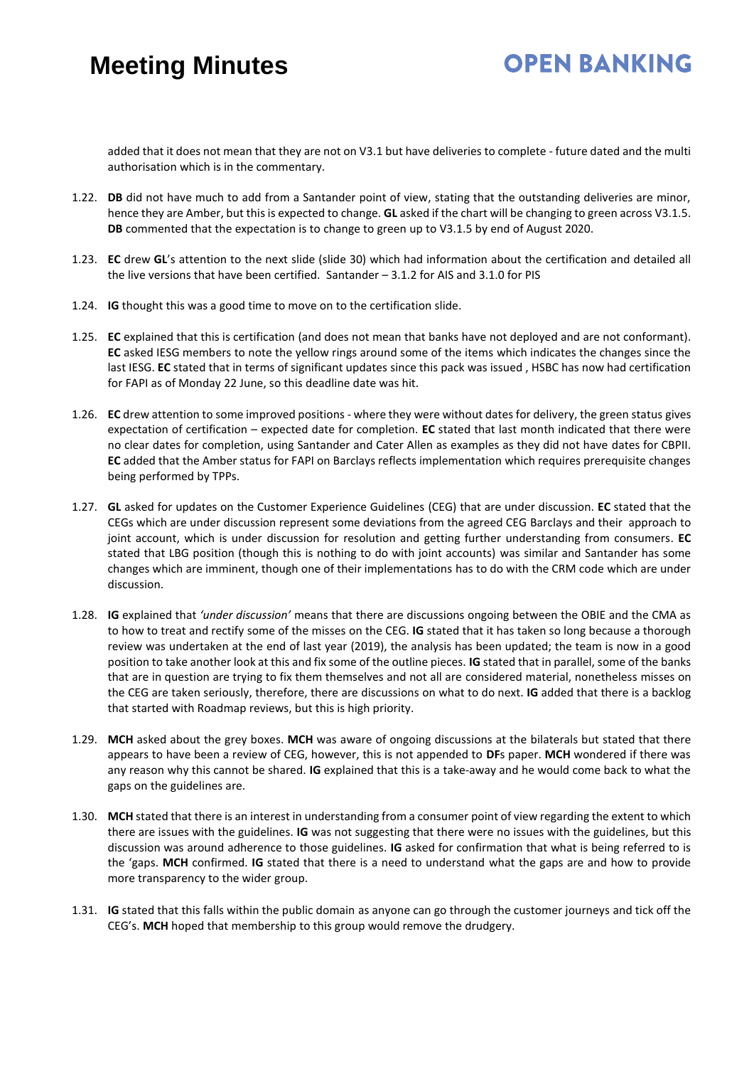added that it does not mean that they are not on V3.1 but have deliveries to complete - future dated and the multi authorisation which is in the commentary.

1.22. **DB** did not have much to add from a Santander point of view, stating that the outstanding deliveries are minor, hence they are Amber, but this is expected to change. **GL** asked if the chart will be changing to green across V3.1.5. **DB** commented that the expectation is to change to green up to V3.1.5 by end of August 2020.

1.23. **EC** drew **GL**'s attention to the next slide (slide 30) which had information about the certification and detailed all the live versions that have been certified. Santander – 3.1.2 for AIS and 3.1.0 for PIS

1.24. **IG** thought this was a good time to move on to the certification slide.

1.25. **EC** explained that this is certification (and does not mean that banks have not deployed and are not conformant). **EC** asked IESG members to note the yellow rings around some of the items which indicates the changes since the last IESG. **EC** stated that in terms of significant updates since this pack was issued , HSBC has now had certification for FAPI as of Monday 22 June, so this deadline date was hit.

1.26. **EC** drew attention to some improved positions - where they were without dates for delivery, the green status gives expectation of certification – expected date for completion. **EC** stated that last month indicated that there were no clear dates for completion, using Santander and Cater Allen as examples as they did not have dates for CBPII. **EC** added that the Amber status for FAPI on Barclays reflects implementation which requires prerequisite changes being performed by TPPs.

1.27. **GL** asked for updates on the Customer Experience Guidelines (CEG) that are under discussion. **EC** stated that the CEGs which are under discussion represent some deviations from the agreed CEG Barclays and their approach to joint account, which is under discussion for resolution and getting further understanding from consumers. **EC** stated that LBG position (though this is nothing to do with joint accounts) was similar and Santander has some changes which are imminent, though one of their implementations has to do with the CRM code which are under discussion.

1.28. **IG** explained that *'under discussion'* means that there are discussions ongoing between the OBIE and the CMA as to how to treat and rectify some of the misses on the CEG. **IG** stated that it has taken so long because a thorough review was undertaken at the end of last year (2019), the analysis has been updated; the team is now in a good position to take another look at this and fix some of the outline pieces. **IG** stated that in parallel, some of the banks that are in question are trying to fix them themselves and not all are considered material, nonetheless misses on the CEG are taken seriously, therefore, there are discussions on what to do next. **IG** added that there is a backlog that started with Roadmap reviews, but this is high priority.

1.29. **MCH** asked about the grey boxes. **MCH** was aware of ongoing discussions at the bilaterals but stated that there appears to have been a review of CEG, however, this is not appended to **DF**s paper. **MCH** wondered if there was any reason why this cannot be shared. **IG** explained that this is a take-away and he would come back to what the gaps on the guidelines are.

1.30. **MCH** stated that there is an interest in understanding from a consumer point of view regarding the extent to which there are issues with the guidelines. **IG** was not suggesting that there were no issues with the guidelines, but this discussion was around adherence to those guidelines. **IG** asked for confirmation that what is being referred to is the 'gaps. **MCH** confirmed. **IG** stated that there is a need to understand what the gaps are and how to provide more transparency to the wider group.

1.31. **IG** stated that this falls within the public domain as anyone can go through the customer journeys and tick off the CEG's. **MCH** hoped that membership to this group would remove the drudgery.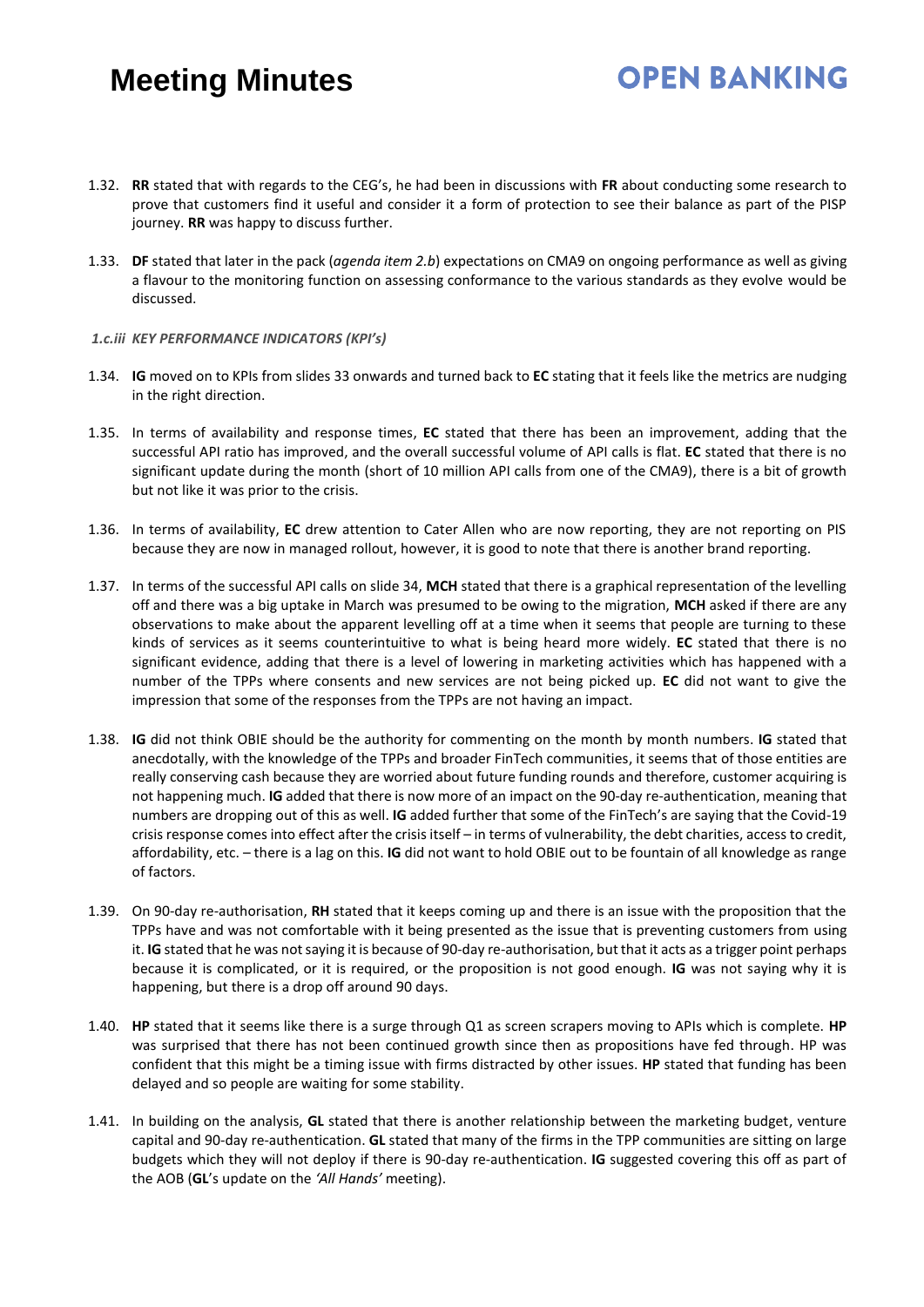1.32. **RR** stated that with regards to the CEG's, he had been in discussions with **FR** about conducting some research to prove that customers find it useful and consider it a form of protection to see their balance as part of the PISP journey. **RR** was happy to discuss further.

1.33. **DF** stated that later in the pack (*agenda item 2.b*) expectations on CMA9 on ongoing performance as well as giving a flavour to the monitoring function on assessing conformance to the various standards as they evolve would be discussed.

*1.c.iii KEY PERFORMANCE INDICATORS (KPI's)*

1.34. **IG** moved on to KPIs from slides 33 onwards and turned back to **EC** stating that it feels like the metrics are nudging in the right direction.

1.35. In terms of availability and response times, **EC** stated that there has been an improvement, adding that the successful API ratio has improved, and the overall successful volume of API calls is flat. **EC** stated that there is no significant update during the month (short of 10 million API calls from one of the CMA9), there is a bit of growth but not like it was prior to the crisis.

1.36. In terms of availability, **EC** drew attention to Cater Allen who are now reporting, they are not reporting on PIS because they are now in managed rollout, however, it is good to note that there is another brand reporting.

1.37. In terms of the successful API calls on slide 34, **MCH** stated that there is a graphical representation of the levelling off and there was a big uptake in March was presumed to be owing to the migration, **MCH** asked if there are any observations to make about the apparent levelling off at a time when it seems that people are turning to these kinds of services as it seems counterintuitive to what is being heard more widely. **EC** stated that there is no significant evidence, adding that there is a level of lowering in marketing activities which has happened with a number of the TPPs where consents and new services are not being picked up. **EC** did not want to give the impression that some of the responses from the TPPs are not having an impact.

1.38. **IG** did not think OBIE should be the authority for commenting on the month by month numbers. **IG** stated that anecdotally, with the knowledge of the TPPs and broader FinTech communities, it seems that of those entities are really conserving cash because they are worried about future funding rounds and therefore, customer acquiring is not happening much. **IG** added that there is now more of an impact on the 90-day re-authentication, meaning that numbers are dropping out of this as well. **IG** added further that some of the FinTech's are saying that the Covid-19 crisis response comes into effect after the crisis itself – in terms of vulnerability, the debt charities, access to credit, affordability, etc. – there is a lag on this. **IG** did not want to hold OBIE out to be fountain of all knowledge as range of factors.

1.39. On 90-day re-authorisation, **RH** stated that it keeps coming up and there is an issue with the proposition that the TPPs have and was not comfortable with it being presented as the issue that is preventing customers from using it. **IG** stated that he was not saying it is because of 90-day re-authorisation, but that it acts as a trigger point perhaps because it is complicated, or it is required, or the proposition is not good enough. **IG** was not saying why it is happening, but there is a drop off around 90 days.

1.40. **HP** stated that it seems like there is a surge through Q1 as screen scrapers moving to APIs which is complete. **HP** was surprised that there has not been continued growth since then as propositions have fed through. HP was confident that this might be a timing issue with firms distracted by other issues. **HP** stated that funding has been delayed and so people are waiting for some stability.

1.41. In building on the analysis, **GL** stated that there is another relationship between the marketing budget, venture capital and 90-day re-authentication. **GL** stated that many of the firms in the TPP communities are sitting on large budgets which they will not deploy if there is 90-day re-authentication. **IG** suggested covering this off as part of the AOB (**GL**'s update on the *'All Hands'* meeting).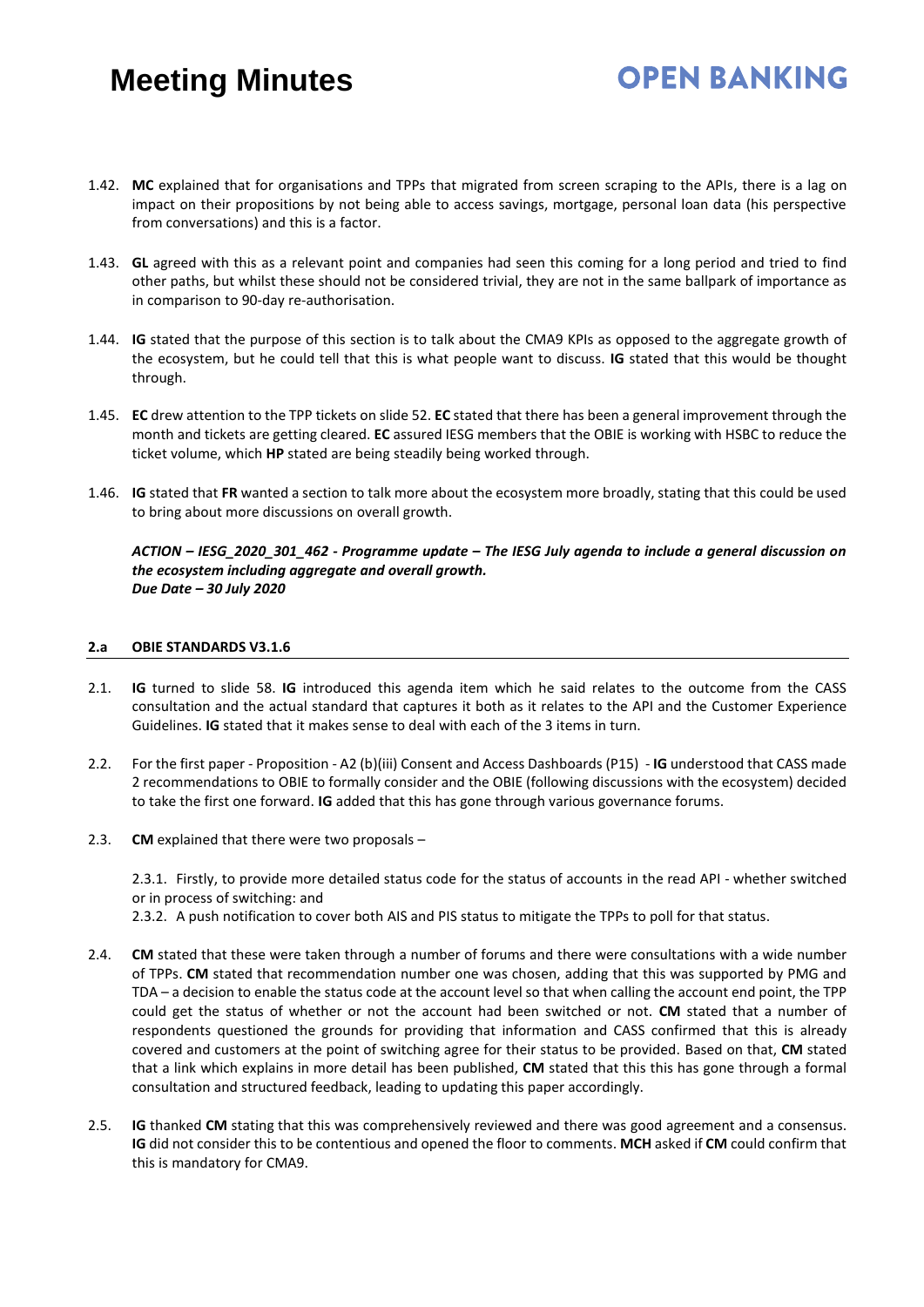1.42. **MC** explained that for organisations and TPPs that migrated from screen scraping to the APIs, there is a lag on impact on their propositions by not being able to access savings, mortgage, personal loan data (his perspective from conversations) and this is a factor.

1.43. **GL** agreed with this as a relevant point and companies had seen this coming for a long period and tried to find other paths, but whilst these should not be considered trivial, they are not in the same ballpark of importance as in comparison to 90-day re-authorisation.

1.44. **IG** stated that the purpose of this section is to talk about the CMA9 KPIs as opposed to the aggregate growth of the ecosystem, but he could tell that this is what people want to discuss. **IG** stated that this would be thought through.

1.45. **EC** drew attention to the TPP tickets on slide 52. **EC** stated that there has been a general improvement through the month and tickets are getting cleared. **EC** assured IESG members that the OBIE is working with HSBC to reduce the ticket volume, which **HP** stated are being steadily being worked through.

1.46. **IG** stated that **FR** wanted a section to talk more about the ecosystem more broadly, stating that this could be used to bring about more discussions on overall growth.

***ACTION – IESG_2020_301_462 - Programme update – The IESG July agenda to include a general discussion on the ecosystem including aggregate and overall growth.***
***Due Date – 30 July 2020***

## 2.a OBIE STANDARDS V3.1.6

2.1. **IG** turned to slide 58. **IG** introduced this agenda item which he said relates to the outcome from the CASS consultation and the actual standard that captures it both as it relates to the API and the Customer Experience Guidelines. **IG** stated that it makes sense to deal with each of the 3 items in turn.

2.2. For the first paper - Proposition - A2 (b)(iii) Consent and Access Dashboards (P15) - **IG** understood that CASS made 2 recommendations to OBIE to formally consider and the OBIE (following discussions with the ecosystem) decided to take the first one forward. **IG** added that this has gone through various governance forums.

2.3. **CM** explained that there were two proposals –

2.3.1. Firstly, to provide more detailed status code for the status of accounts in the read API - whether switched or in process of switching: and

2.3.2. A push notification to cover both AIS and PIS status to mitigate the TPPs to poll for that status.

2.4. **CM** stated that these were taken through a number of forums and there were consultations with a wide number of TPPs. **CM** stated that recommendation number one was chosen, adding that this was supported by PMG and TDA – a decision to enable the status code at the account level so that when calling the account end point, the TPP could get the status of whether or not the account had been switched or not. **CM** stated that a number of respondents questioned the grounds for providing that information and CASS confirmed that this is already covered and customers at the point of switching agree for their status to be provided. Based on that, **CM** stated that a link which explains in more detail has been published, **CM** stated that this this has gone through a formal consultation and structured feedback, leading to updating this paper accordingly.

2.5. **IG** thanked **CM** stating that this was comprehensively reviewed and there was good agreement and a consensus. **IG** did not consider this to be contentious and opened the floor to comments. **MCH** asked if **CM** could confirm that this is mandatory for CMA9.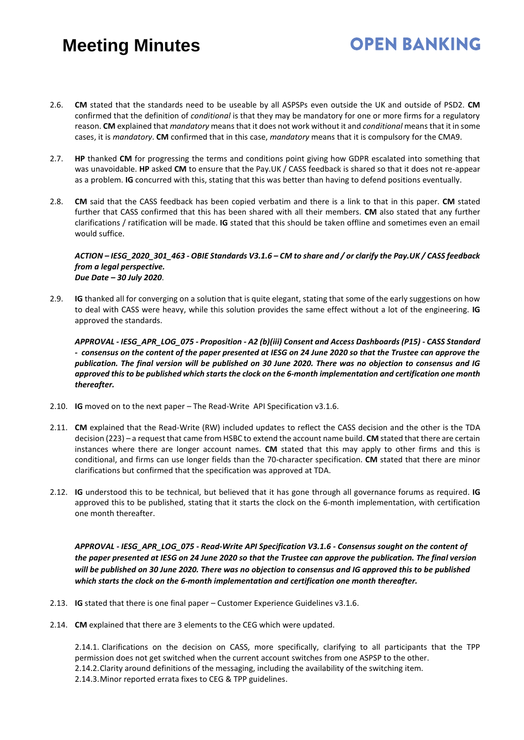2.6. **CM** stated that the standards need to be useable by all ASPSPs even outside the UK and outside of PSD2. **CM** confirmed that the definition of *conditional* is that they may be mandatory for one or more firms for a regulatory reason. **CM** explained that *mandatory* means that it does not work without it and *conditional* means that it in some cases, it is *mandatory*. **CM** confirmed that in this case, *mandatory* means that it is compulsory for the CMA9.

2.7. **HP** thanked **CM** for progressing the terms and conditions point giving how GDPR escalated into something that was unavoidable. **HP** asked **CM** to ensure that the Pay.UK / CASS feedback is shared so that it does not re-appear as a problem. **IG** concurred with this, stating that this was better than having to defend positions eventually.

2.8. **CM** said that the CASS feedback has been copied verbatim and there is a link to that in this paper. **CM** stated further that CASS confirmed that this has been shared with all their members. **CM** also stated that any further clarifications / ratification will be made. **IG** stated that this should be taken offline and sometimes even an email would suffice.

***ACTION – IESG_2020_301_463 - OBIE Standards V3.1.6 – CM to share and / or clarify the Pay.UK / CASS feedback from a legal perspective.***
***Due Date – 30 July 2020***.

2.9. **IG** thanked all for converging on a solution that is quite elegant, stating that some of the early suggestions on how to deal with CASS were heavy, while this solution provides the same effect without a lot of the engineering. **IG** approved the standards.

***APPROVAL - IESG_APR_LOG_075 - Proposition - A2 (b)(iii) Consent and Access Dashboards (P15) - CASS Standard - consensus on the content of the paper presented at IESG on 24 June 2020 so that the Trustee can approve the publication. The final version will be published on 30 June 2020. There was no objection to consensus and IG approved this to be published which starts the clock on the 6-month implementation and certification one month thereafter.***

2.10. **IG** moved on to the next paper – The Read-Write API Specification v3.1.6.

2.11. **CM** explained that the Read-Write (RW) included updates to reflect the CASS decision and the other is the TDA decision (223) – a request that came from HSBC to extend the account name build. **CM** stated that there are certain instances where there are longer account names. **CM** stated that this may apply to other firms and this is conditional, and firms can use longer fields than the 70-character specification. **CM** stated that there are minor clarifications but confirmed that the specification was approved at TDA.

2.12. **IG** understood this to be technical, but believed that it has gone through all governance forums as required. **IG** approved this to be published, stating that it starts the clock on the 6-month implementation, with certification one month thereafter.

***APPROVAL - IESG_APR_LOG_075 - Read-Write API Specification V3.1.6 - Consensus sought on the content of the paper presented at IESG on 24 June 2020 so that the Trustee can approve the publication. The final version will be published on 30 June 2020. There was no objection to consensus and IG approved this to be published which starts the clock on the 6-month implementation and certification one month thereafter.***

2.13. **IG** stated that there is one final paper – Customer Experience Guidelines v3.1.6.

2.14. **CM** explained that there are 3 elements to the CEG which were updated.

2.14.1. Clarifications on the decision on CASS, more specifically, clarifying to all participants that the TPP permission does not get switched when the current account switches from one ASPSP to the other.
2.14.2. Clarity around definitions of the messaging, including the availability of the switching item.
2.14.3. Minor reported errata fixes to CEG & TPP guidelines.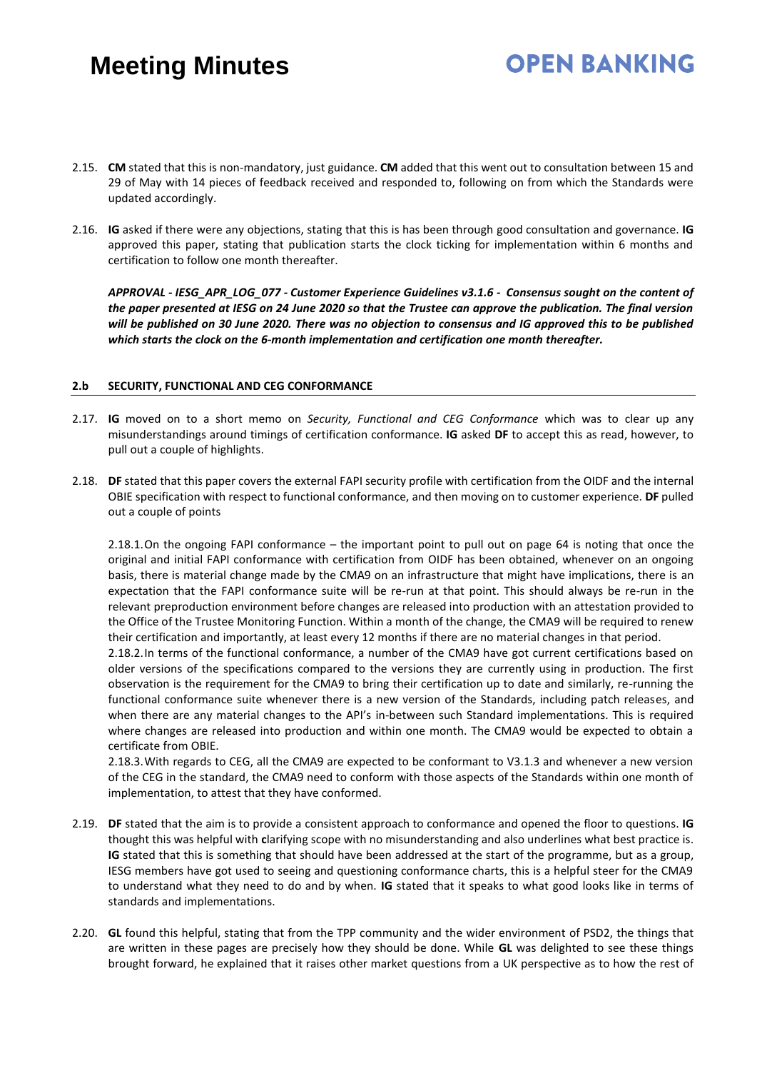2.15. **CM** stated that this is non-mandatory, just guidance. **CM** added that this went out to consultation between 15 and 29 of May with 14 pieces of feedback received and responded to, following on from which the Standards were updated accordingly.

2.16. **IG** asked if there were any objections, stating that this is has been through good consultation and governance. **IG** approved this paper, stating that publication starts the clock ticking for implementation within 6 months and certification to follow one month thereafter.

***APPROVAL - IESG_APR_LOG_077 - Customer Experience Guidelines v3.1.6 - Consensus sought on the content of the paper presented at IESG on 24 June 2020 so that the Trustee can approve the publication. The final version will be published on 30 June 2020. There was no objection to consensus and IG approved this to be published which starts the clock on the 6-month implementation and certification one month thereafter.***

### 2.b SECURITY, FUNCTIONAL AND CEG CONFORMANCE

2.17. **IG** moved on to a short memo on *Security, Functional and CEG Conformance* which was to clear up any misunderstandings around timings of certification conformance. **IG** asked **DF** to accept this as read, however, to pull out a couple of highlights.

2.18. **DF** stated that this paper covers the external FAPI security profile with certification from the OIDF and the internal OBIE specification with respect to functional conformance, and then moving on to customer experience. **DF** pulled out a couple of points

2.18.1. On the ongoing FAPI conformance – the important point to pull out on page 64 is noting that once the original and initial FAPI conformance with certification from OIDF has been obtained, whenever on an ongoing basis, there is material change made by the CMA9 on an infrastructure that might have implications, there is an expectation that the FAPI conformance suite will be re-run at that point. This should always be re-run in the relevant preproduction environment before changes are released into production with an attestation provided to the Office of the Trustee Monitoring Function. Within a month of the change, the CMA9 will be required to renew their certification and importantly, at least every 12 months if there are no material changes in that period.

2.18.2. In terms of the functional conformance, a number of the CMA9 have got current certifications based on older versions of the specifications compared to the versions they are currently using in production. The first observation is the requirement for the CMA9 to bring their certification up to date and similarly, re-running the functional conformance suite whenever there is a new version of the Standards, including patch releases, and when there are any material changes to the API's in-between such Standard implementations. This is required where changes are released into production and within one month. The CMA9 would be expected to obtain a certificate from OBIE.

2.18.3. With regards to CEG, all the CMA9 are expected to be conformant to V3.1.3 and whenever a new version of the CEG in the standard, the CMA9 need to conform with those aspects of the Standards within one month of implementation, to attest that they have conformed.

2.19. **DF** stated that the aim is to provide a consistent approach to conformance and opened the floor to questions. **IG** thought this was helpful with **c**larifying scope with no misunderstanding and also underlines what best practice is. **IG** stated that this is something that should have been addressed at the start of the programme, but as a group, IESG members have got used to seeing and questioning conformance charts, this is a helpful steer for the CMA9 to understand what they need to do and by when. **IG** stated that it speaks to what good looks like in terms of standards and implementations.

2.20. **GL** found this helpful, stating that from the TPP community and the wider environment of PSD2, the things that are written in these pages are precisely how they should be done. While **GL** was delighted to see these things brought forward, he explained that it raises other market questions from a UK perspective as to how the rest of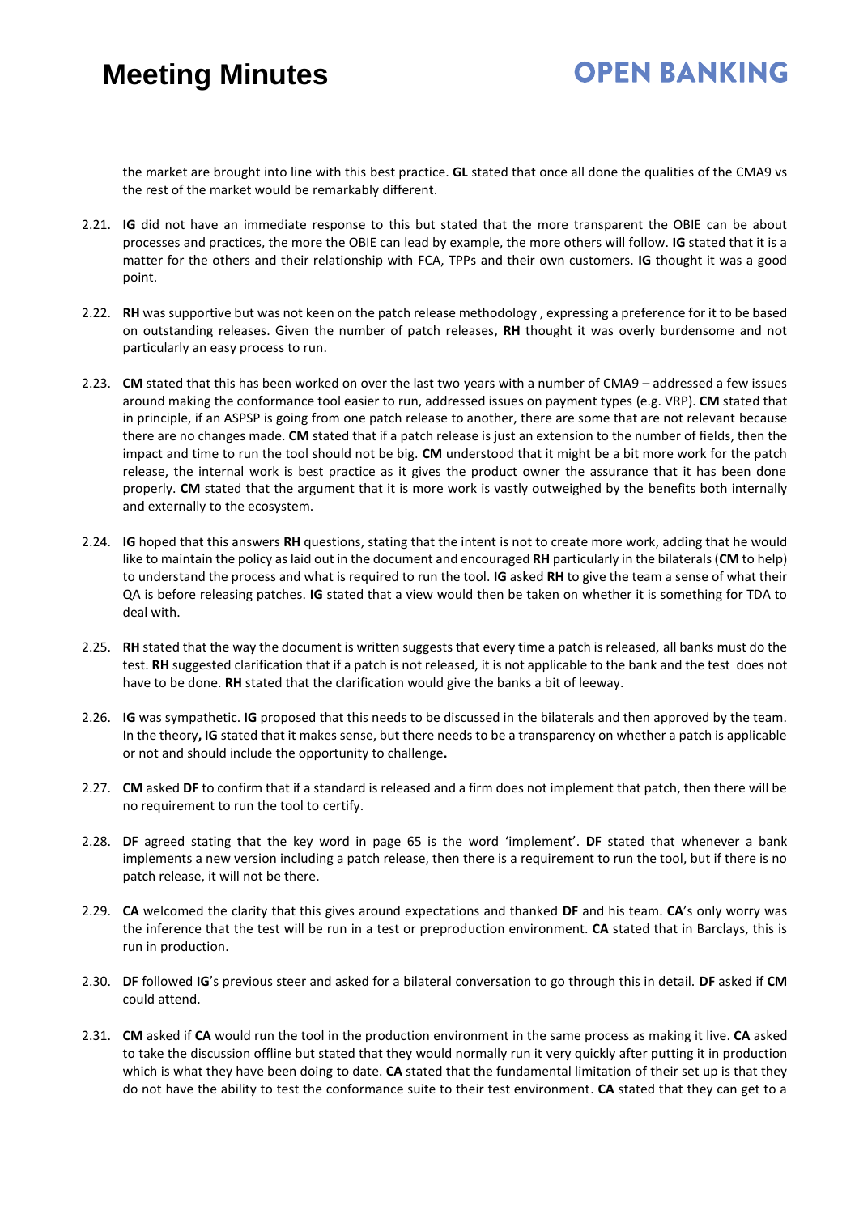the market are brought into line with this best practice. **GL** stated that once all done the qualities of the CMA9 vs the rest of the market would be remarkably different.

2.21. **IG** did not have an immediate response to this but stated that the more transparent the OBIE can be about processes and practices, the more the OBIE can lead by example, the more others will follow. **IG** stated that it is a matter for the others and their relationship with FCA, TPPs and their own customers. **IG** thought it was a good point.

2.22. **RH** was supportive but was not keen on the patch release methodology , expressing a preference for it to be based on outstanding releases. Given the number of patch releases, **RH** thought it was overly burdensome and not particularly an easy process to run.

2.23. **CM** stated that this has been worked on over the last two years with a number of CMA9 – addressed a few issues around making the conformance tool easier to run, addressed issues on payment types (e.g. VRP). **CM** stated that in principle, if an ASPSP is going from one patch release to another, there are some that are not relevant because there are no changes made. **CM** stated that if a patch release is just an extension to the number of fields, then the impact and time to run the tool should not be big. **CM** understood that it might be a bit more work for the patch release, the internal work is best practice as it gives the product owner the assurance that it has been done properly. **CM** stated that the argument that it is more work is vastly outweighed by the benefits both internally and externally to the ecosystem.

2.24. **IG** hoped that this answers **RH** questions, stating that the intent is not to create more work, adding that he would like to maintain the policy as laid out in the document and encouraged **RH** particularly in the bilaterals (**CM** to help) to understand the process and what is required to run the tool. **IG** asked **RH** to give the team a sense of what their QA is before releasing patches. **IG** stated that a view would then be taken on whether it is something for TDA to deal with.

2.25. **RH** stated that the way the document is written suggests that every time a patch is released, all banks must do the test. **RH** suggested clarification that if a patch is not released, it is not applicable to the bank and the test does not have to be done. **RH** stated that the clarification would give the banks a bit of leeway.

2.26. **IG** was sympathetic. **IG** proposed that this needs to be discussed in the bilaterals and then approved by the team. In the theory**, IG** stated that it makes sense, but there needs to be a transparency on whether a patch is applicable or not and should include the opportunity to challenge**.**

2.27. **CM** asked **DF** to confirm that if a standard is released and a firm does not implement that patch, then there will be no requirement to run the tool to certify.

2.28. **DF** agreed stating that the key word in page 65 is the word 'implement'. **DF** stated that whenever a bank implements a new version including a patch release, then there is a requirement to run the tool, but if there is no patch release, it will not be there.

2.29. **CA** welcomed the clarity that this gives around expectations and thanked **DF** and his team. **CA**'s only worry was the inference that the test will be run in a test or preproduction environment. **CA** stated that in Barclays, this is run in production.

2.30. **DF** followed **IG**'s previous steer and asked for a bilateral conversation to go through this in detail. **DF** asked if **CM** could attend.

2.31. **CM** asked if **CA** would run the tool in the production environment in the same process as making it live. **CA** asked to take the discussion offline but stated that they would normally run it very quickly after putting it in production which is what they have been doing to date. **CA** stated that the fundamental limitation of their set up is that they do not have the ability to test the conformance suite to their test environment. **CA** stated that they can get to a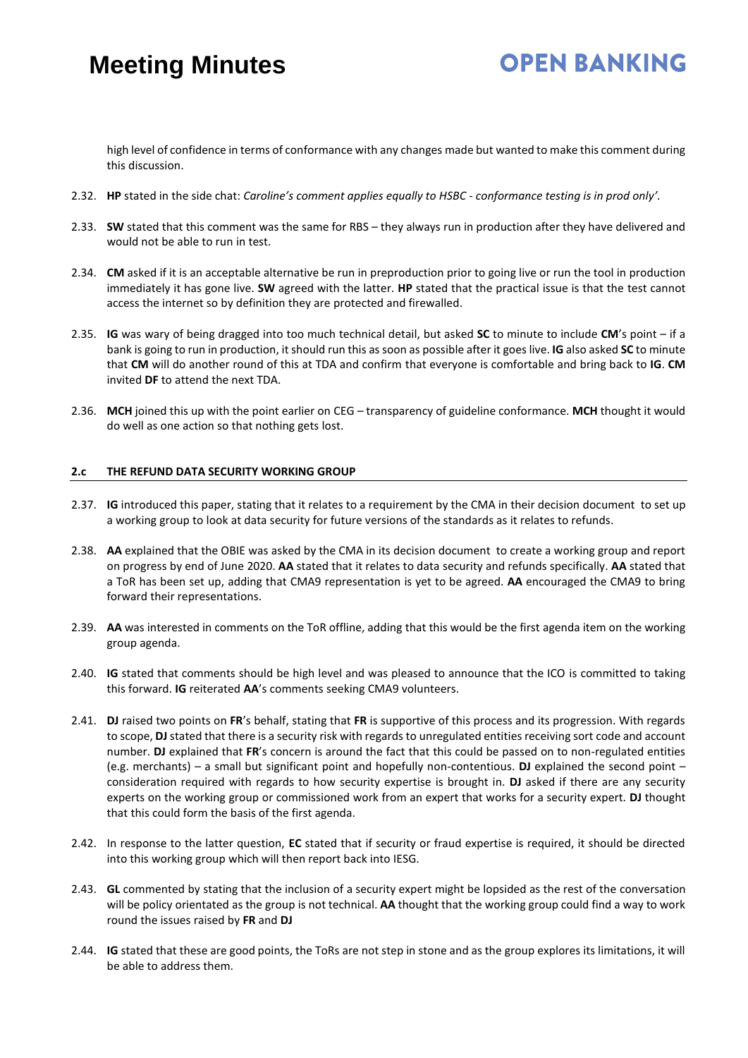high level of confidence in terms of conformance with any changes made but wanted to make this comment during this discussion.

2.32. **HP** stated in the side chat: *Caroline's comment applies equally to HSBC - conformance testing is in prod only'.*

2.33. **SW** stated that this comment was the same for RBS – they always run in production after they have delivered and would not be able to run in test.

2.34. **CM** asked if it is an acceptable alternative be run in preproduction prior to going live or run the tool in production immediately it has gone live. **SW** agreed with the latter. **HP** stated that the practical issue is that the test cannot access the internet so by definition they are protected and firewalled.

2.35. **IG** was wary of being dragged into too much technical detail, but asked **SC** to minute to include **CM**'s point – if a bank is going to run in production, it should run this as soon as possible after it goes live. **IG** also asked **SC** to minute that **CM** will do another round of this at TDA and confirm that everyone is comfortable and bring back to **IG**. **CM** invited **DF** to attend the next TDA.

2.36. **MCH** joined this up with the point earlier on CEG – transparency of guideline conformance. **MCH** thought it would do well as one action so that nothing gets lost.

## 2.c THE REFUND DATA SECURITY WORKING GROUP

2.37. **IG** introduced this paper, stating that it relates to a requirement by the CMA in their decision document to set up a working group to look at data security for future versions of the standards as it relates to refunds.

2.38. **AA** explained that the OBIE was asked by the CMA in its decision document to create a working group and report on progress by end of June 2020. **AA** stated that it relates to data security and refunds specifically. **AA** stated that a ToR has been set up, adding that CMA9 representation is yet to be agreed. **AA** encouraged the CMA9 to bring forward their representations.

2.39. **AA** was interested in comments on the ToR offline, adding that this would be the first agenda item on the working group agenda.

2.40. **IG** stated that comments should be high level and was pleased to announce that the ICO is committed to taking this forward. **IG** reiterated **AA**'s comments seeking CMA9 volunteers.

2.41. **DJ** raised two points on **FR**'s behalf, stating that **FR** is supportive of this process and its progression. With regards to scope, **DJ** stated that there is a security risk with regards to unregulated entities receiving sort code and account number. **DJ** explained that **FR**'s concern is around the fact that this could be passed on to non-regulated entities (e.g. merchants) – a small but significant point and hopefully non-contentious. **DJ** explained the second point – consideration required with regards to how security expertise is brought in. **DJ** asked if there are any security experts on the working group or commissioned work from an expert that works for a security expert. **DJ** thought that this could form the basis of the first agenda.

2.42. In response to the latter question, **EC** stated that if security or fraud expertise is required, it should be directed into this working group which will then report back into IESG.

2.43. **GL** commented by stating that the inclusion of a security expert might be lopsided as the rest of the conversation will be policy orientated as the group is not technical. **AA** thought that the working group could find a way to work round the issues raised by **FR** and **DJ**

2.44. **IG** stated that these are good points, the ToRs are not step in stone and as the group explores its limitations, it will be able to address them.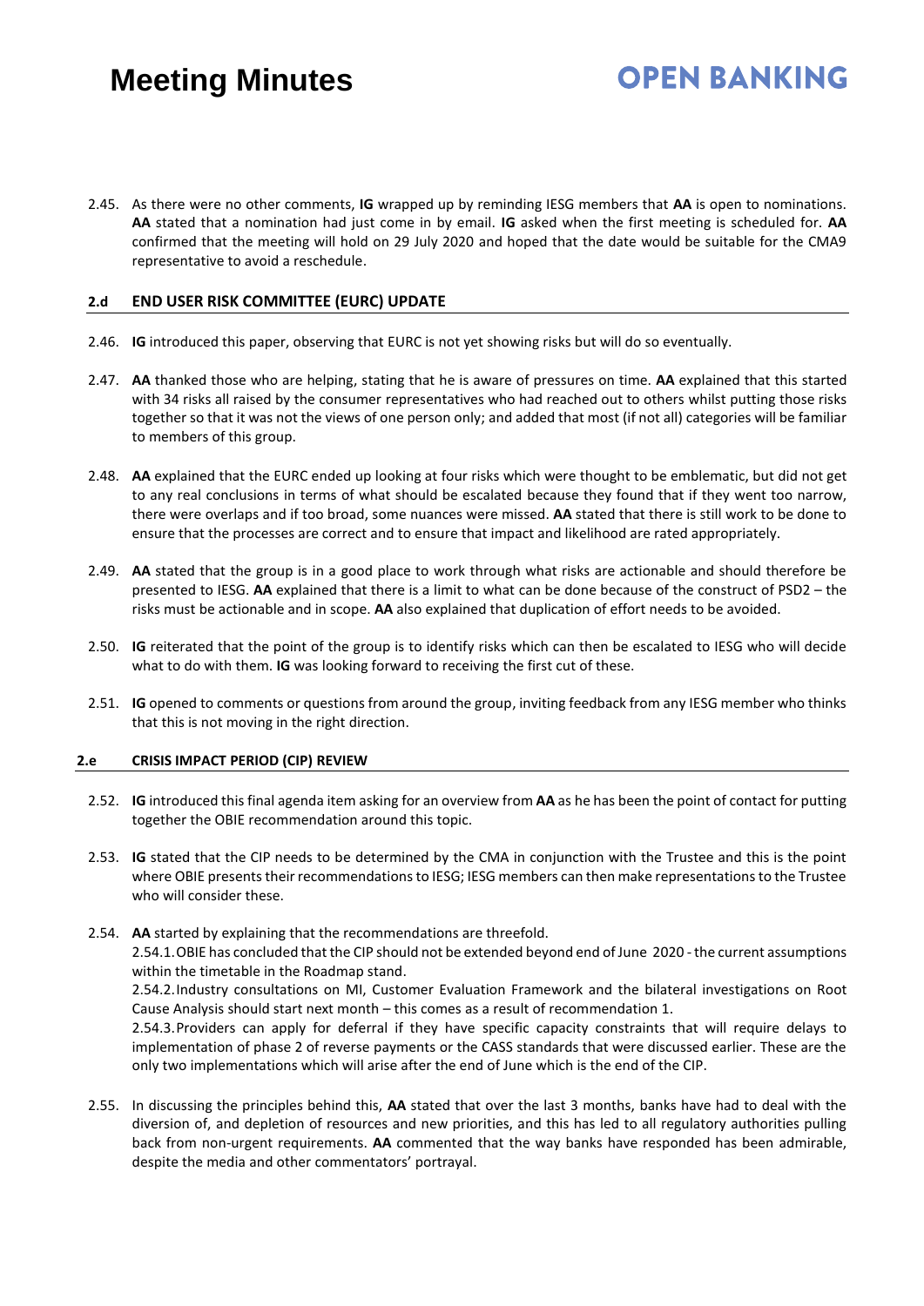2.45. As there were no other comments, **IG** wrapped up by reminding IESG members that **AA** is open to nominations. **AA** stated that a nomination had just come in by email. **IG** asked when the first meeting is scheduled for. **AA** confirmed that the meeting will hold on 29 July 2020 and hoped that the date would be suitable for the CMA9 representative to avoid a reschedule.

## 2.d END USER RISK COMMITTEE (EURC) UPDATE

2.46. **IG** introduced this paper, observing that EURC is not yet showing risks but will do so eventually.

2.47. **AA** thanked those who are helping, stating that he is aware of pressures on time. **AA** explained that this started with 34 risks all raised by the consumer representatives who had reached out to others whilst putting those risks together so that it was not the views of one person only; and added that most (if not all) categories will be familiar to members of this group.

2.48. **AA** explained that the EURC ended up looking at four risks which were thought to be emblematic, but did not get to any real conclusions in terms of what should be escalated because they found that if they went too narrow, there were overlaps and if too broad, some nuances were missed. **AA** stated that there is still work to be done to ensure that the processes are correct and to ensure that impact and likelihood are rated appropriately.

2.49. **AA** stated that the group is in a good place to work through what risks are actionable and should therefore be presented to IESG. **AA** explained that there is a limit to what can be done because of the construct of PSD2 – the risks must be actionable and in scope. **AA** also explained that duplication of effort needs to be avoided.

2.50. **IG** reiterated that the point of the group is to identify risks which can then be escalated to IESG who will decide what to do with them. **IG** was looking forward to receiving the first cut of these.

2.51. **IG** opened to comments or questions from around the group, inviting feedback from any IESG member who thinks that this is not moving in the right direction.

## 2.e CRISIS IMPACT PERIOD (CIP) REVIEW

2.52. **IG** introduced this final agenda item asking for an overview from **AA** as he has been the point of contact for putting together the OBIE recommendation around this topic.

2.53. **IG** stated that the CIP needs to be determined by the CMA in conjunction with the Trustee and this is the point where OBIE presents their recommendations to IESG; IESG members can then make representations to the Trustee who will consider these.

2.54. **AA** started by explaining that the recommendations are threefold.

2.54.1. OBIE has concluded that the CIP should not be extended beyond end of June 2020 - the current assumptions within the timetable in the Roadmap stand.

2.54.2. Industry consultations on MI, Customer Evaluation Framework and the bilateral investigations on Root Cause Analysis should start next month – this comes as a result of recommendation 1.

2.54.3. Providers can apply for deferral if they have specific capacity constraints that will require delays to implementation of phase 2 of reverse payments or the CASS standards that were discussed earlier. These are the only two implementations which will arise after the end of June which is the end of the CIP.

2.55. In discussing the principles behind this, **AA** stated that over the last 3 months, banks have had to deal with the diversion of, and depletion of resources and new priorities, and this has led to all regulatory authorities pulling back from non-urgent requirements. **AA** commented that the way banks have responded has been admirable, despite the media and other commentators' portrayal.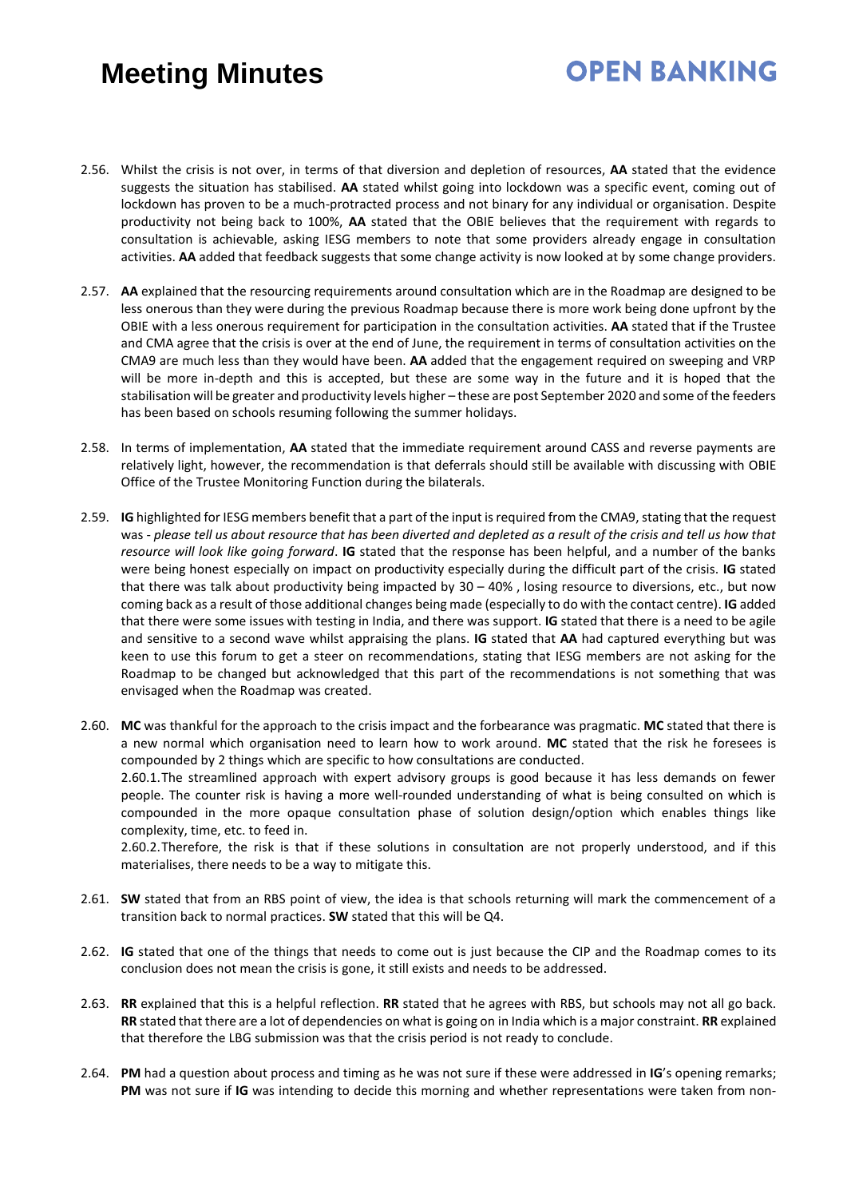2.56. Whilst the crisis is not over, in terms of that diversion and depletion of resources, **AA** stated that the evidence suggests the situation has stabilised. **AA** stated whilst going into lockdown was a specific event, coming out of lockdown has proven to be a much-protracted process and not binary for any individual or organisation. Despite productivity not being back to 100%, **AA** stated that the OBIE believes that the requirement with regards to consultation is achievable, asking IESG members to note that some providers already engage in consultation activities. **AA** added that feedback suggests that some change activity is now looked at by some change providers.

2.57. **AA** explained that the resourcing requirements around consultation which are in the Roadmap are designed to be less onerous than they were during the previous Roadmap because there is more work being done upfront by the OBIE with a less onerous requirement for participation in the consultation activities. **AA** stated that if the Trustee and CMA agree that the crisis is over at the end of June, the requirement in terms of consultation activities on the CMA9 are much less than they would have been. **AA** added that the engagement required on sweeping and VRP will be more in-depth and this is accepted, but these are some way in the future and it is hoped that the stabilisation will be greater and productivity levels higher – these are post September 2020 and some of the feeders has been based on schools resuming following the summer holidays.

2.58. In terms of implementation, **AA** stated that the immediate requirement around CASS and reverse payments are relatively light, however, the recommendation is that deferrals should still be available with discussing with OBIE Office of the Trustee Monitoring Function during the bilaterals.

2.59. **IG** highlighted for IESG members benefit that a part of the input is required from the CMA9, stating that the request was - *please tell us about resource that has been diverted and depleted as a result of the crisis and tell us how that resource will look like going forward*. **IG** stated that the response has been helpful, and a number of the banks were being honest especially on impact on productivity especially during the difficult part of the crisis. **IG** stated that there was talk about productivity being impacted by 30 – 40% , losing resource to diversions, etc., but now coming back as a result of those additional changes being made (especially to do with the contact centre). **IG** added that there were some issues with testing in India, and there was support. **IG** stated that there is a need to be agile and sensitive to a second wave whilst appraising the plans. **IG** stated that **AA** had captured everything but was keen to use this forum to get a steer on recommendations, stating that IESG members are not asking for the Roadmap to be changed but acknowledged that this part of the recommendations is not something that was envisaged when the Roadmap was created.

2.60. **MC** was thankful for the approach to the crisis impact and the forbearance was pragmatic. **MC** stated that there is a new normal which organisation need to learn how to work around. **MC** stated that the risk he foresees is compounded by 2 things which are specific to how consultations are conducted.

2.60.1. The streamlined approach with expert advisory groups is good because it has less demands on fewer people. The counter risk is having a more well-rounded understanding of what is being consulted on which is compounded in the more opaque consultation phase of solution design/option which enables things like complexity, time, etc. to feed in.

2.60.2. Therefore, the risk is that if these solutions in consultation are not properly understood, and if this materialises, there needs to be a way to mitigate this.

2.61. **SW** stated that from an RBS point of view, the idea is that schools returning will mark the commencement of a transition back to normal practices. **SW** stated that this will be Q4.

2.62. **IG** stated that one of the things that needs to come out is just because the CIP and the Roadmap comes to its conclusion does not mean the crisis is gone, it still exists and needs to be addressed.

2.63. **RR** explained that this is a helpful reflection. **RR** stated that he agrees with RBS, but schools may not all go back. **RR** stated that there are a lot of dependencies on what is going on in India which is a major constraint. **RR** explained that therefore the LBG submission was that the crisis period is not ready to conclude.

2.64. **PM** had a question about process and timing as he was not sure if these were addressed in **IG**'s opening remarks; **PM** was not sure if **IG** was intending to decide this morning and whether representations were taken from non-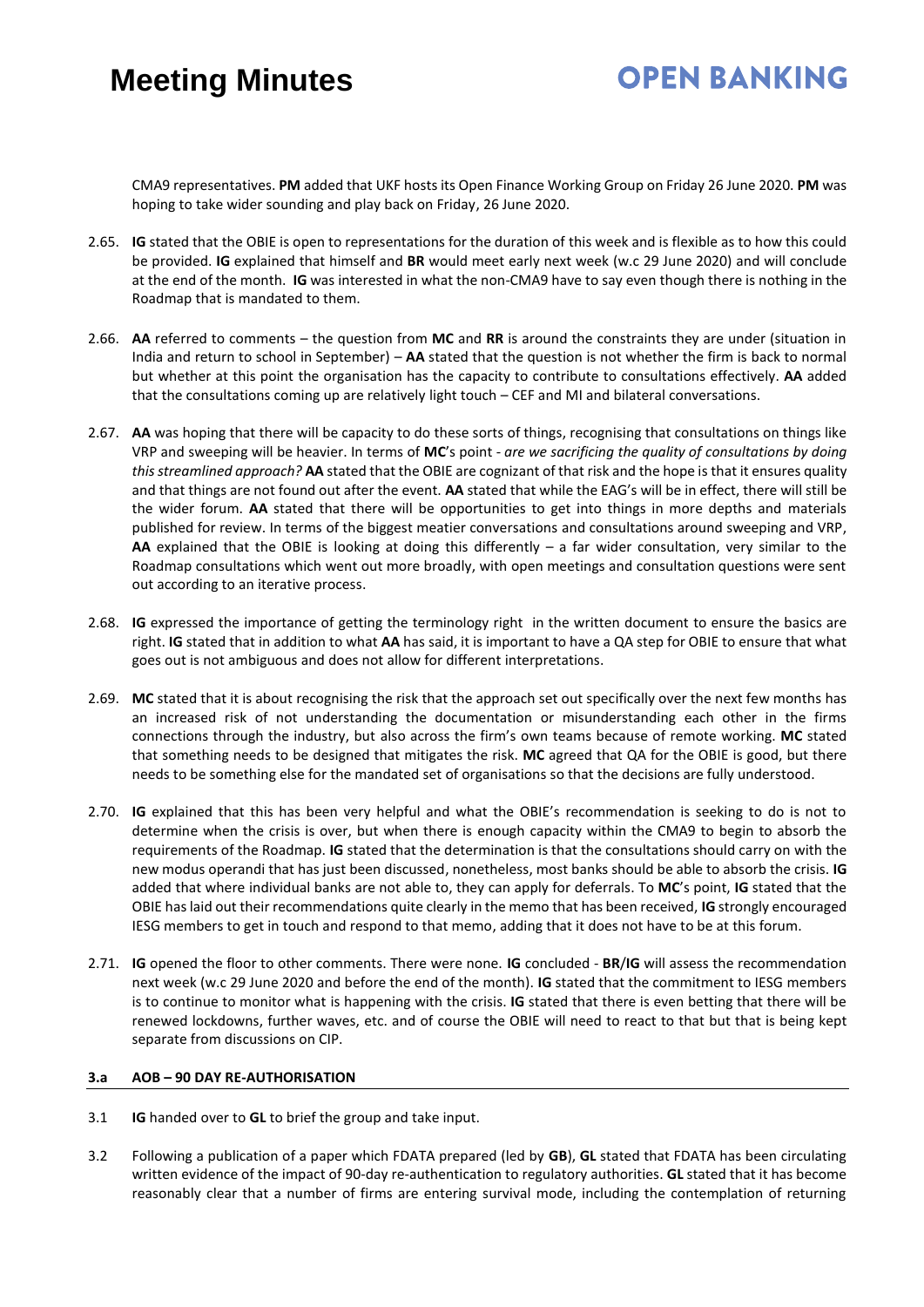CMA9 representatives. **PM** added that UKF hosts its Open Finance Working Group on Friday 26 June 2020. **PM** was hoping to take wider sounding and play back on Friday, 26 June 2020.

2.65. **IG** stated that the OBIE is open to representations for the duration of this week and is flexible as to how this could be provided. **IG** explained that himself and **BR** would meet early next week (w.c 29 June 2020) and will conclude at the end of the month. **IG** was interested in what the non-CMA9 have to say even though there is nothing in the Roadmap that is mandated to them.

2.66. **AA** referred to comments – the question from **MC** and **RR** is around the constraints they are under (situation in India and return to school in September) – **AA** stated that the question is not whether the firm is back to normal but whether at this point the organisation has the capacity to contribute to consultations effectively. **AA** added that the consultations coming up are relatively light touch – CEF and MI and bilateral conversations.

2.67. **AA** was hoping that there will be capacity to do these sorts of things, recognising that consultations on things like VRP and sweeping will be heavier. In terms of **MC**'s point - *are we sacrificing the quality of consultations by doing this streamlined approach?* **AA** stated that the OBIE are cognizant of that risk and the hope is that it ensures quality and that things are not found out after the event. **AA** stated that while the EAG's will be in effect, there will still be the wider forum. **AA** stated that there will be opportunities to get into things in more depths and materials published for review. In terms of the biggest meatier conversations and consultations around sweeping and VRP, **AA** explained that the OBIE is looking at doing this differently – a far wider consultation, very similar to the Roadmap consultations which went out more broadly, with open meetings and consultation questions were sent out according to an iterative process.

2.68. **IG** expressed the importance of getting the terminology right in the written document to ensure the basics are right. **IG** stated that in addition to what **AA** has said, it is important to have a QA step for OBIE to ensure that what goes out is not ambiguous and does not allow for different interpretations.

2.69. **MC** stated that it is about recognising the risk that the approach set out specifically over the next few months has an increased risk of not understanding the documentation or misunderstanding each other in the firms connections through the industry, but also across the firm's own teams because of remote working. **MC** stated that something needs to be designed that mitigates the risk. **MC** agreed that QA for the OBIE is good, but there needs to be something else for the mandated set of organisations so that the decisions are fully understood.

2.70. **IG** explained that this has been very helpful and what the OBIE's recommendation is seeking to do is not to determine when the crisis is over, but when there is enough capacity within the CMA9 to begin to absorb the requirements of the Roadmap. **IG** stated that the determination is that the consultations should carry on with the new modus operandi that has just been discussed, nonetheless, most banks should be able to absorb the crisis. **IG** added that where individual banks are not able to, they can apply for deferrals. To **MC**'s point, **IG** stated that the OBIE has laid out their recommendations quite clearly in the memo that has been received, **IG** strongly encouraged IESG members to get in touch and respond to that memo, adding that it does not have to be at this forum.

2.71. **IG** opened the floor to other comments. There were none. **IG** concluded - **BR**/**IG** will assess the recommendation next week (w.c 29 June 2020 and before the end of the month). **IG** stated that the commitment to IESG members is to continue to monitor what is happening with the crisis. **IG** stated that there is even betting that there will be renewed lockdowns, further waves, etc. and of course the OBIE will need to react to that but that is being kept separate from discussions on CIP.

### 3.a AOB – 90 DAY RE-AUTHORISATION

3.1 **IG** handed over to **GL** to brief the group and take input.

3.2 Following a publication of a paper which FDATA prepared (led by **GB**), **GL** stated that FDATA has been circulating written evidence of the impact of 90-day re-authentication to regulatory authorities. **GL** stated that it has become reasonably clear that a number of firms are entering survival mode, including the contemplation of returning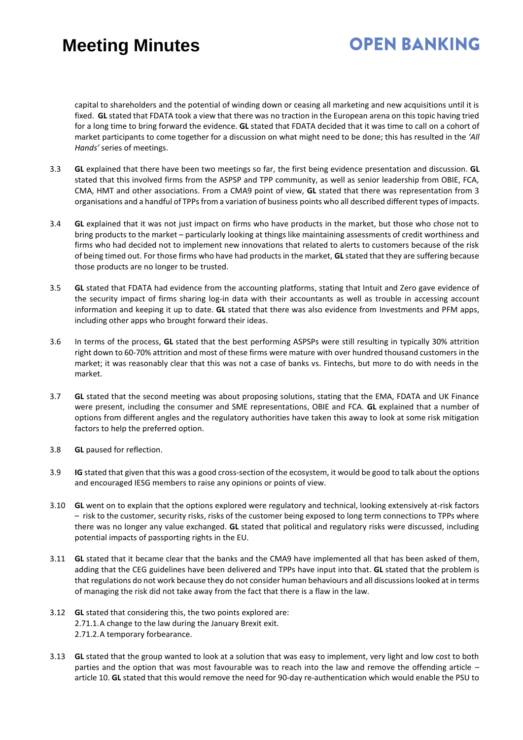capital to shareholders and the potential of winding down or ceasing all marketing and new acquisitions until it is fixed. **GL** stated that FDATA took a view that there was no traction in the European arena on this topic having tried for a long time to bring forward the evidence. **GL** stated that FDATA decided that it was time to call on a cohort of market participants to come together for a discussion on what might need to be done; this has resulted in the *'All Hands'* series of meetings.

3.3 **GL** explained that there have been two meetings so far, the first being evidence presentation and discussion. **GL** stated that this involved firms from the ASPSP and TPP community, as well as senior leadership from OBIE, FCA, CMA, HMT and other associations. From a CMA9 point of view, **GL** stated that there was representation from 3 organisations and a handful of TPPs from a variation of business points who all described different types of impacts.

3.4 **GL** explained that it was not just impact on firms who have products in the market, but those who chose not to bring products to the market – particularly looking at things like maintaining assessments of credit worthiness and firms who had decided not to implement new innovations that related to alerts to customers because of the risk of being timed out. For those firms who have had products in the market, **GL** stated that they are suffering because those products are no longer to be trusted.

3.5 **GL** stated that FDATA had evidence from the accounting platforms, stating that Intuit and Zero gave evidence of the security impact of firms sharing log-in data with their accountants as well as trouble in accessing account information and keeping it up to date. **GL** stated that there was also evidence from Investments and PFM apps, including other apps who brought forward their ideas.

3.6 In terms of the process, **GL** stated that the best performing ASPSPs were still resulting in typically 30% attrition right down to 60-70% attrition and most of these firms were mature with over hundred thousand customers in the market; it was reasonably clear that this was not a case of banks vs. Fintechs, but more to do with needs in the market.

3.7 **GL** stated that the second meeting was about proposing solutions, stating that the EMA, FDATA and UK Finance were present, including the consumer and SME representations, OBIE and FCA. **GL** explained that a number of options from different angles and the regulatory authorities have taken this away to look at some risk mitigation factors to help the preferred option.

3.8 **GL** paused for reflection.

3.9 **IG** stated that given that this was a good cross-section of the ecosystem, it would be good to talk about the options and encouraged IESG members to raise any opinions or points of view.

3.10 **GL** went on to explain that the options explored were regulatory and technical, looking extensively at-risk factors – risk to the customer, security risks, risks of the customer being exposed to long term connections to TPPs where there was no longer any value exchanged. **GL** stated that political and regulatory risks were discussed, including potential impacts of passporting rights in the EU.

3.11 **GL** stated that it became clear that the banks and the CMA9 have implemented all that has been asked of them, adding that the CEG guidelines have been delivered and TPPs have input into that. **GL** stated that the problem is that regulations do not work because they do not consider human behaviours and all discussions looked at in terms of managing the risk did not take away from the fact that there is a flaw in the law.

3.12 **GL** stated that considering this, the two points explored are:
2.71.1. A change to the law during the January Brexit exit.
2.71.2. A temporary forbearance.

3.13 **GL** stated that the group wanted to look at a solution that was easy to implement, very light and low cost to both parties and the option that was most favourable was to reach into the law and remove the offending article – article 10. **GL** stated that this would remove the need for 90-day re-authentication which would enable the PSU to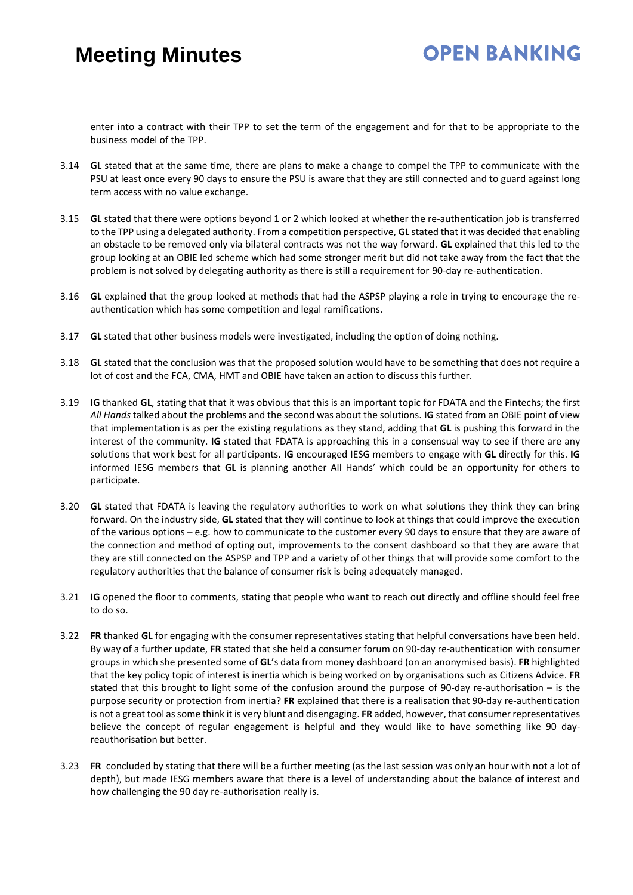enter into a contract with their TPP to set the term of the engagement and for that to be appropriate to the business model of the TPP.

3.14 **GL** stated that at the same time, there are plans to make a change to compel the TPP to communicate with the PSU at least once every 90 days to ensure the PSU is aware that they are still connected and to guard against long term access with no value exchange.

3.15 **GL** stated that there were options beyond 1 or 2 which looked at whether the re-authentication job is transferred to the TPP using a delegated authority. From a competition perspective, **GL** stated that it was decided that enabling an obstacle to be removed only via bilateral contracts was not the way forward. **GL** explained that this led to the group looking at an OBIE led scheme which had some stronger merit but did not take away from the fact that the problem is not solved by delegating authority as there is still a requirement for 90-day re-authentication.

3.16 **GL** explained that the group looked at methods that had the ASPSP playing a role in trying to encourage the re-authentication which has some competition and legal ramifications.

3.17 **GL** stated that other business models were investigated, including the option of doing nothing.

3.18 **GL** stated that the conclusion was that the proposed solution would have to be something that does not require a lot of cost and the FCA, CMA, HMT and OBIE have taken an action to discuss this further.

3.19 **IG** thanked **GL**, stating that that it was obvious that this is an important topic for FDATA and the Fintechs; the first *All Hands* talked about the problems and the second was about the solutions. **IG** stated from an OBIE point of view that implementation is as per the existing regulations as they stand, adding that **GL** is pushing this forward in the interest of the community. **IG** stated that FDATA is approaching this in a consensual way to see if there are any solutions that work best for all participants. **IG** encouraged IESG members to engage with **GL** directly for this. **IG** informed IESG members that **GL** is planning another All Hands' which could be an opportunity for others to participate.

3.20 **GL** stated that FDATA is leaving the regulatory authorities to work on what solutions they think they can bring forward. On the industry side, **GL** stated that they will continue to look at things that could improve the execution of the various options – e.g. how to communicate to the customer every 90 days to ensure that they are aware of the connection and method of opting out, improvements to the consent dashboard so that they are aware that they are still connected on the ASPSP and TPP and a variety of other things that will provide some comfort to the regulatory authorities that the balance of consumer risk is being adequately managed.

3.21 **IG** opened the floor to comments, stating that people who want to reach out directly and offline should feel free to do so.

3.22 **FR** thanked **GL** for engaging with the consumer representatives stating that helpful conversations have been held. By way of a further update, **FR** stated that she held a consumer forum on 90-day re-authentication with consumer groups in which she presented some of **GL**'s data from money dashboard (on an anonymised basis). **FR** highlighted that the key policy topic of interest is inertia which is being worked on by organisations such as Citizens Advice. **FR** stated that this brought to light some of the confusion around the purpose of 90-day re-authorisation – is the purpose security or protection from inertia? **FR** explained that there is a realisation that 90-day re-authentication is not a great tool as some think it is very blunt and disengaging. **FR** added, however, that consumer representatives believe the concept of regular engagement is helpful and they would like to have something like 90 day-reauthorisation but better.

3.23 **FR** concluded by stating that there will be a further meeting (as the last session was only an hour with not a lot of depth), but made IESG members aware that there is a level of understanding about the balance of interest and how challenging the 90 day re-authorisation really is.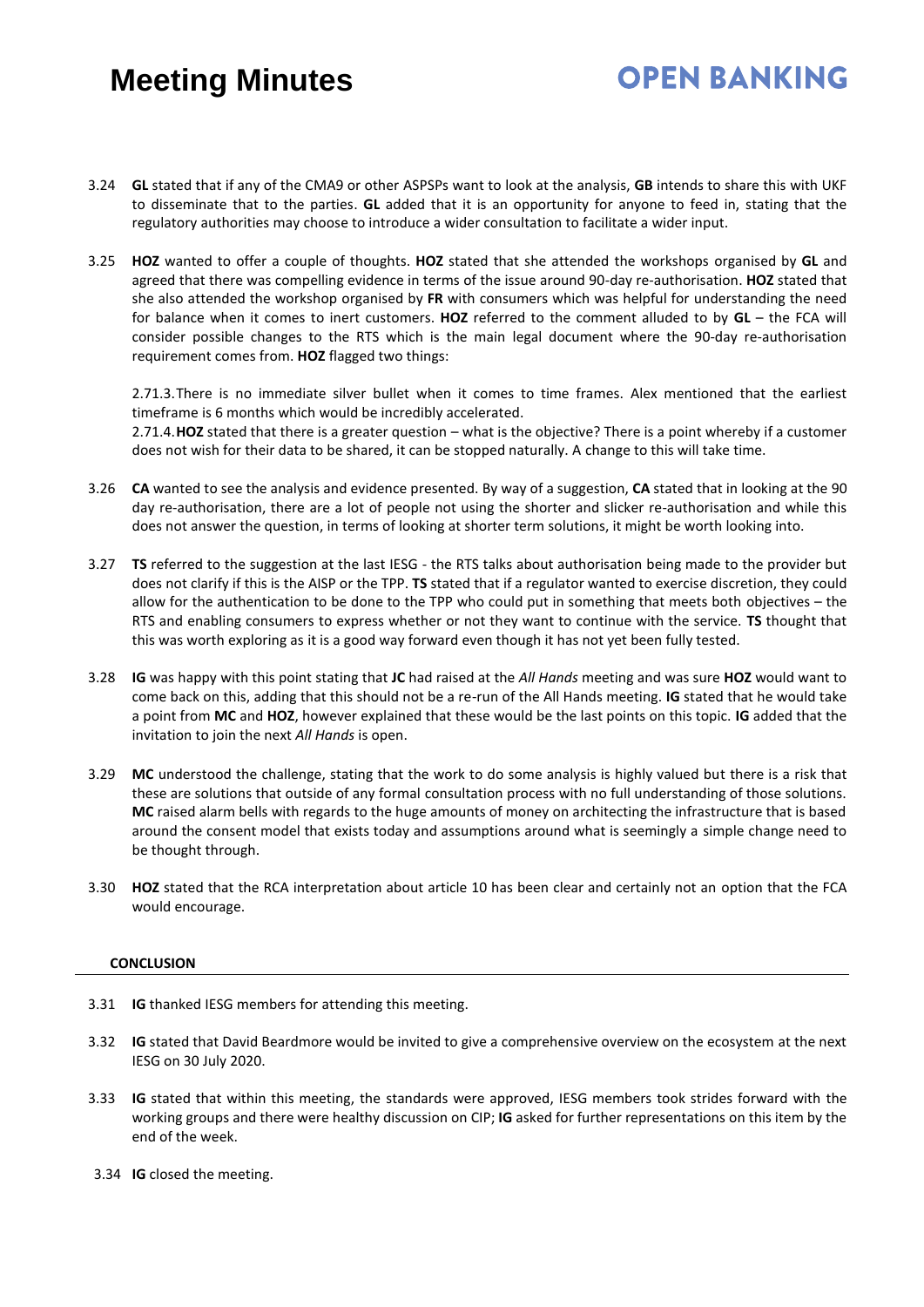3.24 **GL** stated that if any of the CMA9 or other ASPSPs want to look at the analysis, **GB** intends to share this with UKF to disseminate that to the parties. **GL** added that it is an opportunity for anyone to feed in, stating that the regulatory authorities may choose to introduce a wider consultation to facilitate a wider input.

3.25 **HOZ** wanted to offer a couple of thoughts. **HOZ** stated that she attended the workshops organised by **GL** and agreed that there was compelling evidence in terms of the issue around 90-day re-authorisation. **HOZ** stated that she also attended the workshop organised by **FR** with consumers which was helpful for understanding the need for balance when it comes to inert customers. **HOZ** referred to the comment alluded to by **GL** – the FCA will consider possible changes to the RTS which is the main legal document where the 90-day re-authorisation requirement comes from. **HOZ** flagged two things:

2.71.3. There is no immediate silver bullet when it comes to time frames. Alex mentioned that the earliest timeframe is 6 months which would be incredibly accelerated.

2.71.4. **HOZ** stated that there is a greater question – what is the objective? There is a point whereby if a customer does not wish for their data to be shared, it can be stopped naturally. A change to this will take time.

3.26 **CA** wanted to see the analysis and evidence presented. By way of a suggestion, **CA** stated that in looking at the 90 day re-authorisation, there are a lot of people not using the shorter and slicker re-authorisation and while this does not answer the question, in terms of looking at shorter term solutions, it might be worth looking into.

3.27 **TS** referred to the suggestion at the last IESG - the RTS talks about authorisation being made to the provider but does not clarify if this is the AISP or the TPP. **TS** stated that if a regulator wanted to exercise discretion, they could allow for the authentication to be done to the TPP who could put in something that meets both objectives – the RTS and enabling consumers to express whether or not they want to continue with the service. **TS** thought that this was worth exploring as it is a good way forward even though it has not yet been fully tested.

3.28 **IG** was happy with this point stating that **JC** had raised at the *All Hands* meeting and was sure **HOZ** would want to come back on this, adding that this should not be a re-run of the All Hands meeting. **IG** stated that he would take a point from **MC** and **HOZ**, however explained that these would be the last points on this topic. **IG** added that the invitation to join the next *All Hands* is open.

3.29 **MC** understood the challenge, stating that the work to do some analysis is highly valued but there is a risk that these are solutions that outside of any formal consultation process with no full understanding of those solutions. **MC** raised alarm bells with regards to the huge amounts of money on architecting the infrastructure that is based around the consent model that exists today and assumptions around what is seemingly a simple change need to be thought through.

3.30 **HOZ** stated that the RCA interpretation about article 10 has been clear and certainly not an option that the FCA would encourage.

**CONCLUSION**

3.31 **IG** thanked IESG members for attending this meeting.

3.32 **IG** stated that David Beardmore would be invited to give a comprehensive overview on the ecosystem at the next IESG on 30 July 2020.

3.33 **IG** stated that within this meeting, the standards were approved, IESG members took strides forward with the working groups and there were healthy discussion on CIP; **IG** asked for further representations on this item by the end of the week.

3.34 **IG** closed the meeting.